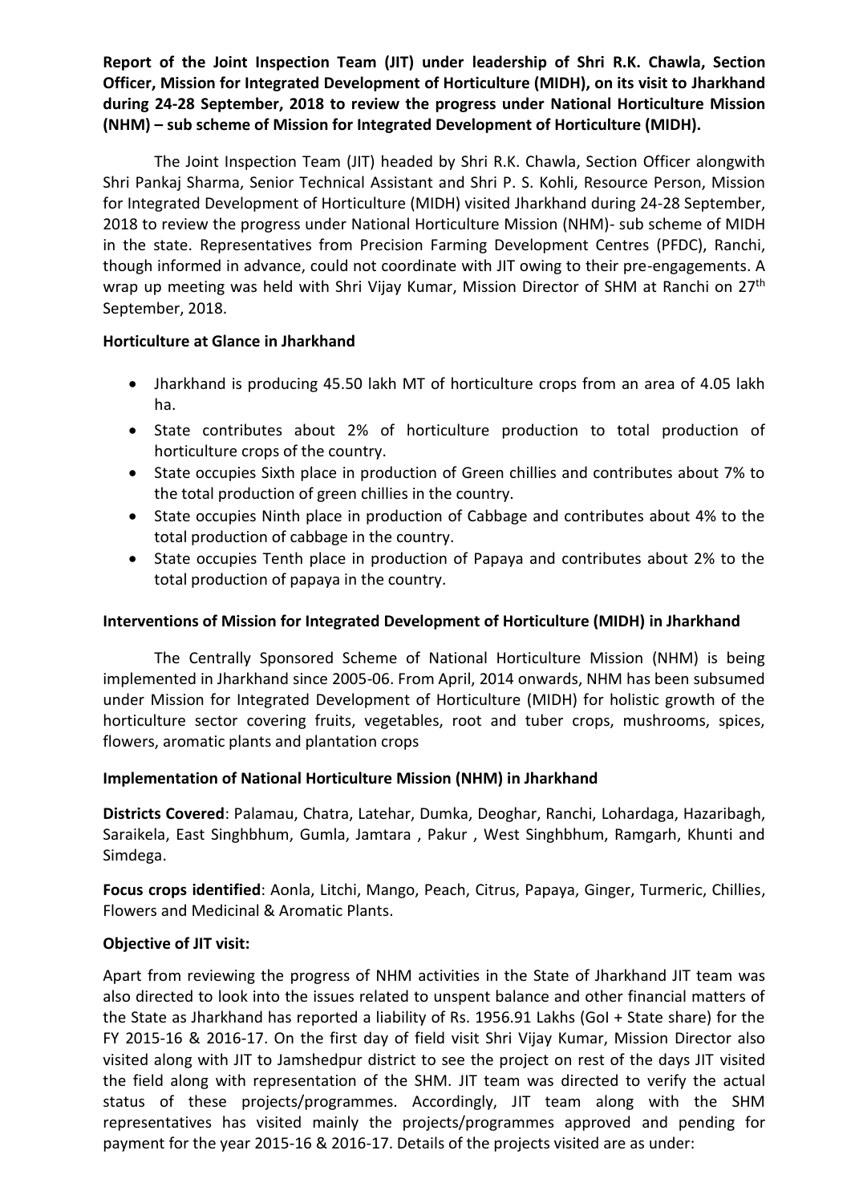**Report of the Joint Inspection Team (JIT) under leadership of Shri R.K. Chawla, Section Officer, Mission for Integrated Development of Horticulture (MIDH), on its visit to Jharkhand during 24-28 September, 2018 to review the progress under National Horticulture Mission (NHM) – sub scheme of Mission for Integrated Development of Horticulture (MIDH).**

The Joint Inspection Team (JIT) headed by Shri R.K. Chawla, Section Officer alongwith Shri Pankaj Sharma, Senior Technical Assistant and Shri P. S. Kohli, Resource Person, Mission for Integrated Development of Horticulture (MIDH) visited Jharkhand during 24-28 September, 2018 to review the progress under National Horticulture Mission (NHM)- sub scheme of MIDH in the state. Representatives from Precision Farming Development Centres (PFDC), Ranchi, though informed in advance, could not coordinate with JIT owing to their pre-engagements. A wrap up meeting was held with Shri Vijay Kumar, Mission Director of SHM at Ranchi on 27th September, 2018.

**Horticulture at Glance in Jharkhand**

- Jharkhand is producing 45.50 lakh MT of horticulture crops from an area of 4.05 lakh ha.
- State contributes about 2% of horticulture production to total production of horticulture crops of the country.
- State occupies Sixth place in production of Green chillies and contributes about 7% to the total production of green chillies in the country.
- State occupies Ninth place in production of Cabbage and contributes about 4% to the total production of cabbage in the country.
- State occupies Tenth place in production of Papaya and contributes about 2% to the total production of papaya in the country.

**Interventions of Mission for Integrated Development of Horticulture (MIDH) in Jharkhand**

The Centrally Sponsored Scheme of National Horticulture Mission (NHM) is being implemented in Jharkhand since 2005-06. From April, 2014 onwards, NHM has been subsumed under Mission for Integrated Development of Horticulture (MIDH) for holistic growth of the horticulture sector covering fruits, vegetables, root and tuber crops, mushrooms, spices, flowers, aromatic plants and plantation crops

**Implementation of National Horticulture Mission (NHM) in Jharkhand**

**Districts Covered**: Palamau, Chatra, Latehar, Dumka, Deoghar, Ranchi, Lohardaga, Hazaribagh, Saraikela, East Singhbhum, Gumla, Jamtara , Pakur , West Singhbhum, Ramgarh, Khunti and Simdega.

**Focus crops identified**: Aonla, Litchi, Mango, Peach, Citrus, Papaya, Ginger, Turmeric, Chillies, Flowers and Medicinal & Aromatic Plants.

**Objective of JIT visit:**

Apart from reviewing the progress of NHM activities in the State of Jharkhand JIT team was also directed to look into the issues related to unspent balance and other financial matters of the State as Jharkhand has reported a liability of Rs. 1956.91 Lakhs (GoI + State share) for the FY 2015-16 & 2016-17. On the first day of field visit Shri Vijay Kumar, Mission Director also visited along with JIT to Jamshedpur district to see the project on rest of the days JIT visited the field along with representation of the SHM. JIT team was directed to verify the actual status of these projects/programmes. Accordingly, JIT team along with the SHM representatives has visited mainly the projects/programmes approved and pending for payment for the year 2015-16 & 2016-17. Details of the projects visited are as under: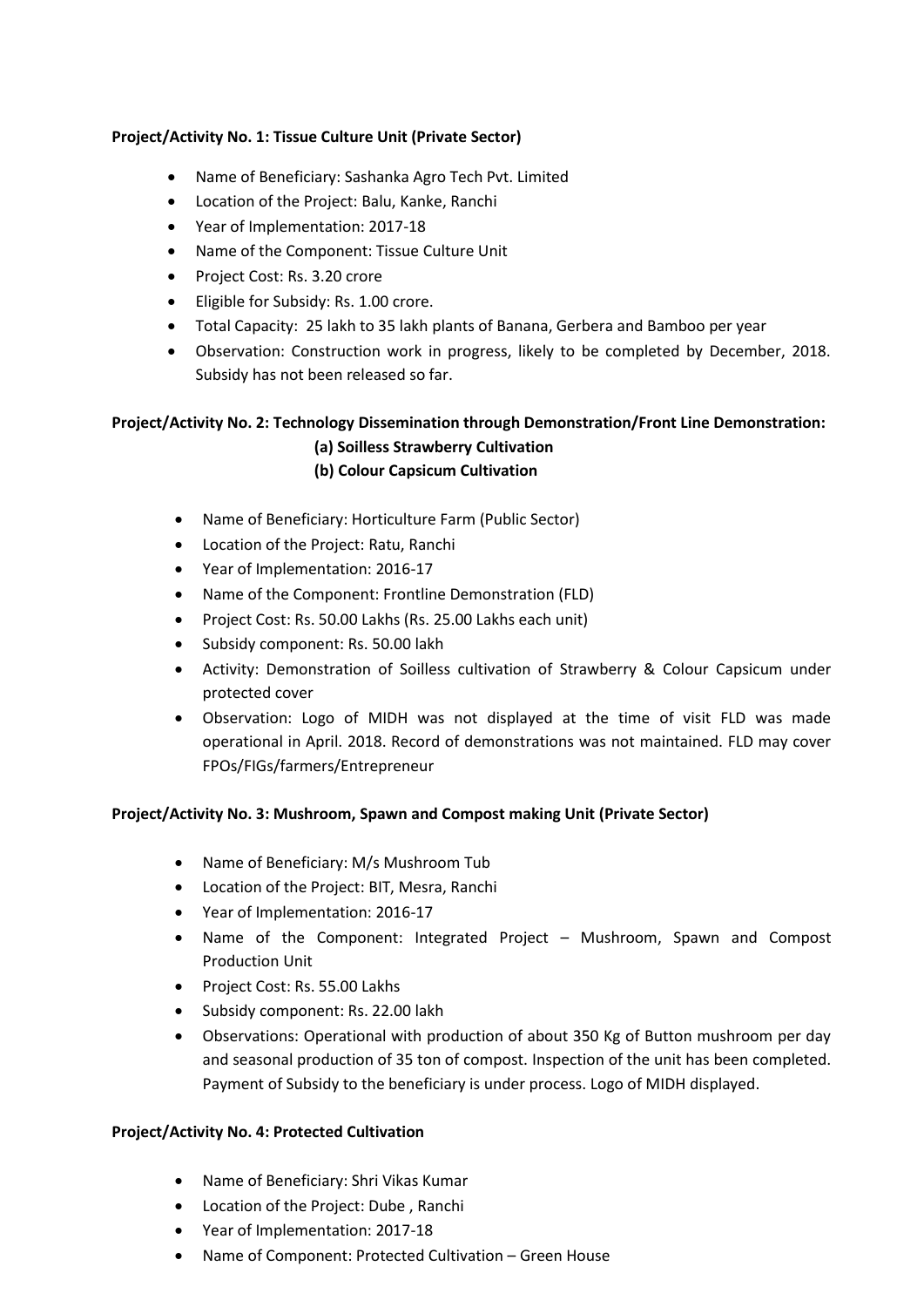**Project/Activity No. 1: Tissue Culture Unit (Private Sector)**

- Name of Beneficiary: Sashanka Agro Tech Pvt. Limited
- Location of the Project: Balu, Kanke, Ranchi
- Year of Implementation: 2017-18
- Name of the Component: Tissue Culture Unit
- Project Cost: Rs. 3.20 crore
- Eligible for Subsidy: Rs. 1.00 crore.
- Total Capacity: 25 lakh to 35 lakh plants of Banana, Gerbera and Bamboo per year
- Observation: Construction work in progress, likely to be completed by December, 2018. Subsidy has not been released so far.

**Project/Activity No. 2: Technology Dissemination through Demonstration/Front Line Demonstration:**
**(a) Soilless Strawberry Cultivation**
**(b) Colour Capsicum Cultivation**

- Name of Beneficiary: Horticulture Farm (Public Sector)
- Location of the Project: Ratu, Ranchi
- Year of Implementation: 2016-17
- Name of the Component: Frontline Demonstration (FLD)
- Project Cost: Rs. 50.00 Lakhs (Rs. 25.00 Lakhs each unit)
- Subsidy component: Rs. 50.00 lakh
- Activity: Demonstration of Soilless cultivation of Strawberry & Colour Capsicum under protected cover
- Observation: Logo of MIDH was not displayed at the time of visit FLD was made operational in April. 2018. Record of demonstrations was not maintained. FLD may cover FPOs/FIGs/farmers/Entrepreneur

**Project/Activity No. 3: Mushroom, Spawn and Compost making Unit (Private Sector)**

- Name of Beneficiary: M/s Mushroom Tub
- Location of the Project: BIT, Mesra, Ranchi
- Year of Implementation: 2016-17
- Name of the Component: Integrated Project – Mushroom, Spawn and Compost Production Unit
- Project Cost: Rs. 55.00 Lakhs
- Subsidy component: Rs. 22.00 lakh
- Observations: Operational with production of about 350 Kg of Button mushroom per day and seasonal production of 35 ton of compost. Inspection of the unit has been completed. Payment of Subsidy to the beneficiary is under process. Logo of MIDH displayed.

**Project/Activity No. 4: Protected Cultivation**

- Name of Beneficiary: Shri Vikas Kumar
- Location of the Project: Dube , Ranchi
- Year of Implementation: 2017-18
- Name of Component: Protected Cultivation – Green House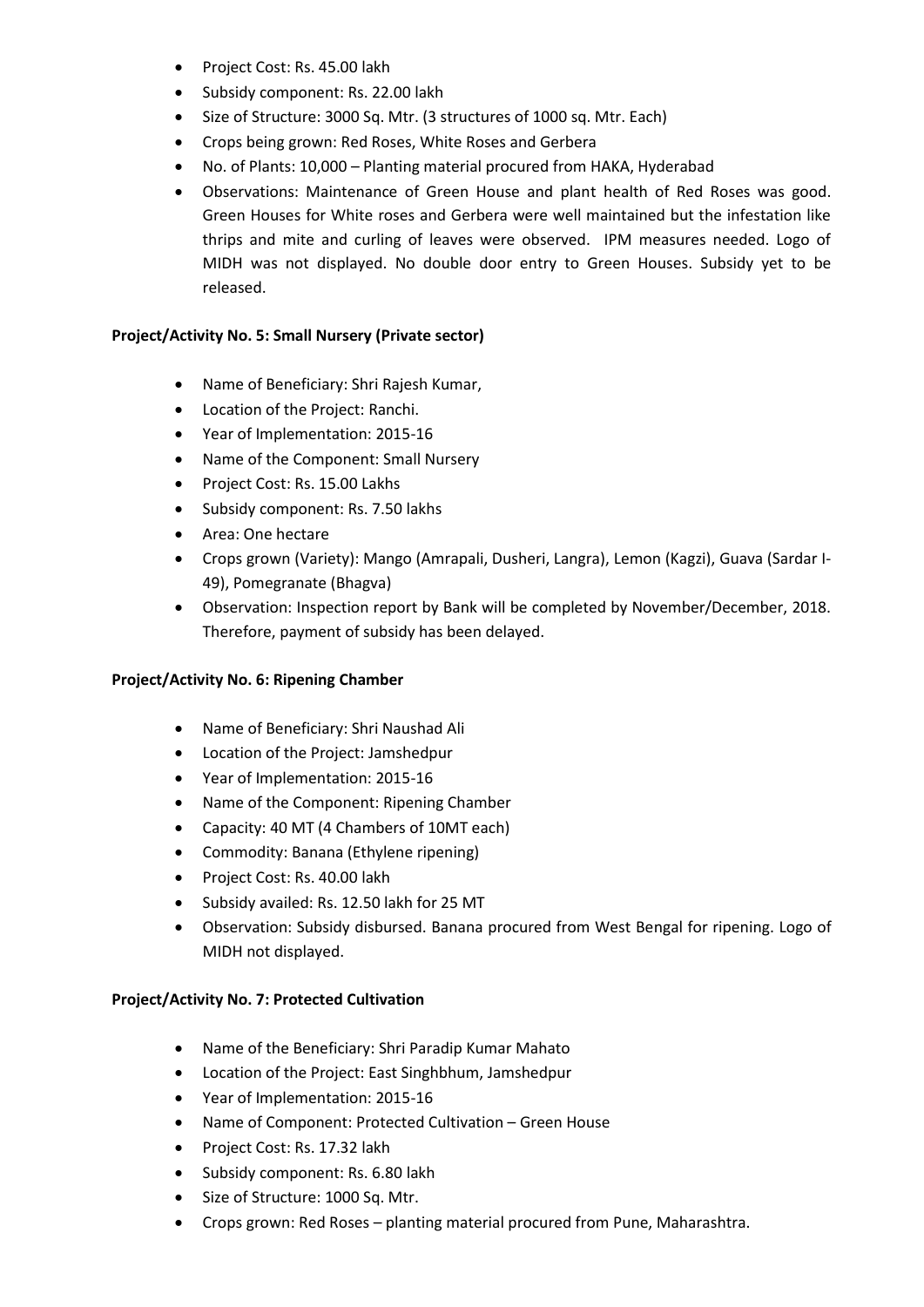- Project Cost: Rs. 45.00 lakh
- Subsidy component: Rs. 22.00 lakh
- Size of Structure: 3000 Sq. Mtr. (3 structures of 1000 sq. Mtr. Each)
- Crops being grown: Red Roses, White Roses and Gerbera
- No. of Plants: 10,000 – Planting material procured from HAKA, Hyderabad
- Observations: Maintenance of Green House and plant health of Red Roses was good. Green Houses for White roses and Gerbera were well maintained but the infestation like thrips and mite and curling of leaves were observed. IPM measures needed. Logo of MIDH was not displayed. No double door entry to Green Houses. Subsidy yet to be released.

**Project/Activity No. 5: Small Nursery (Private sector)**

- Name of Beneficiary: Shri Rajesh Kumar,
- Location of the Project: Ranchi.
- Year of Implementation: 2015-16
- Name of the Component: Small Nursery
- Project Cost: Rs. 15.00 Lakhs
- Subsidy component: Rs. 7.50 lakhs
- Area: One hectare
- Crops grown (Variety): Mango (Amrapali, Dusheri, Langra), Lemon (Kagzi), Guava (Sardar I-49), Pomegranate (Bhagva)
- Observation: Inspection report by Bank will be completed by November/December, 2018. Therefore, payment of subsidy has been delayed.

**Project/Activity No. 6: Ripening Chamber**

- Name of Beneficiary: Shri Naushad Ali
- Location of the Project: Jamshedpur
- Year of Implementation: 2015-16
- Name of the Component: Ripening Chamber
- Capacity: 40 MT (4 Chambers of 10MT each)
- Commodity: Banana (Ethylene ripening)
- Project Cost: Rs. 40.00 lakh
- Subsidy availed: Rs. 12.50 lakh for 25 MT
- Observation: Subsidy disbursed. Banana procured from West Bengal for ripening. Logo of MIDH not displayed.

**Project/Activity No. 7: Protected Cultivation**

- Name of the Beneficiary: Shri Paradip Kumar Mahato
- Location of the Project: East Singhbhum, Jamshedpur
- Year of Implementation: 2015-16
- Name of Component: Protected Cultivation – Green House
- Project Cost: Rs. 17.32 lakh
- Subsidy component: Rs. 6.80 lakh
- Size of Structure: 1000 Sq. Mtr.
- Crops grown: Red Roses – planting material procured from Pune, Maharashtra.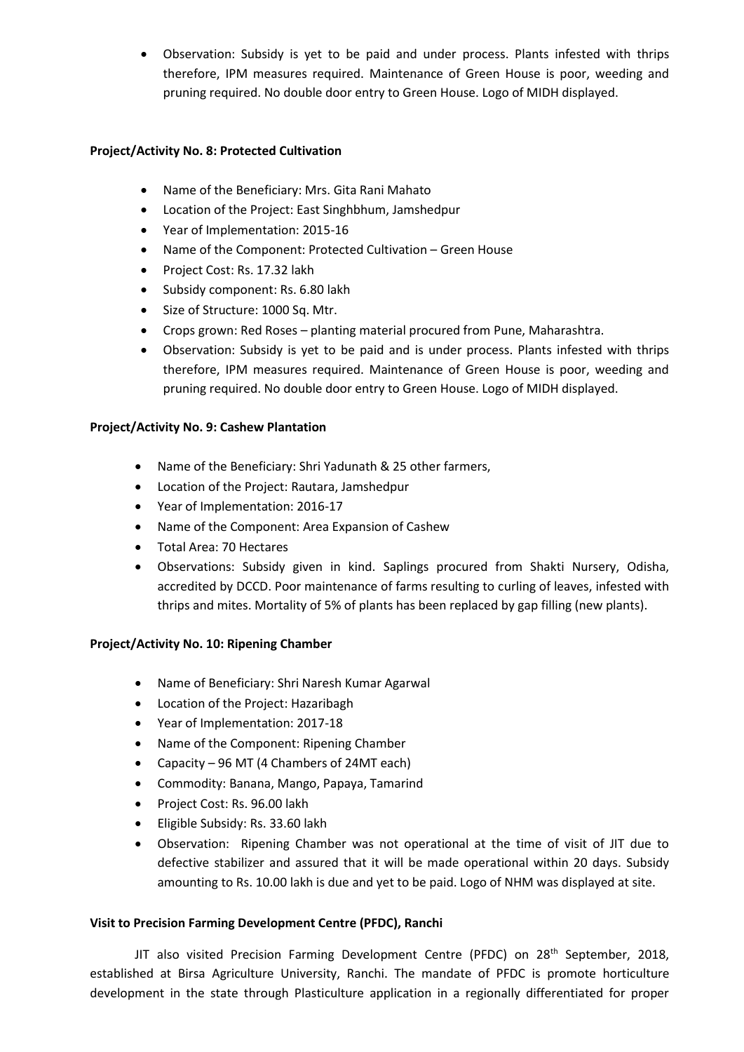- Observation: Subsidy is yet to be paid and under process. Plants infested with thrips therefore, IPM measures required. Maintenance of Green House is poor, weeding and pruning required. No double door entry to Green House. Logo of MIDH displayed.

**Project/Activity No. 8: Protected Cultivation**

- Name of the Beneficiary: Mrs. Gita Rani Mahato
- Location of the Project: East Singhbhum, Jamshedpur
- Year of Implementation: 2015-16
- Name of the Component: Protected Cultivation – Green House
- Project Cost: Rs. 17.32 lakh
- Subsidy component: Rs. 6.80 lakh
- Size of Structure: 1000 Sq. Mtr.
- Crops grown: Red Roses – planting material procured from Pune, Maharashtra.
- Observation: Subsidy is yet to be paid and is under process. Plants infested with thrips therefore, IPM measures required. Maintenance of Green House is poor, weeding and pruning required. No double door entry to Green House. Logo of MIDH displayed.

**Project/Activity No. 9: Cashew Plantation**

- Name of the Beneficiary: Shri Yadunath & 25 other farmers,
- Location of the Project: Rautara, Jamshedpur
- Year of Implementation: 2016-17
- Name of the Component: Area Expansion of Cashew
- Total Area: 70 Hectares
- Observations: Subsidy given in kind. Saplings procured from Shakti Nursery, Odisha, accredited by DCCD. Poor maintenance of farms resulting to curling of leaves, infested with thrips and mites. Mortality of 5% of plants has been replaced by gap filling (new plants).

**Project/Activity No. 10: Ripening Chamber**

- Name of Beneficiary: Shri Naresh Kumar Agarwal
- Location of the Project: Hazaribagh
- Year of Implementation: 2017-18
- Name of the Component: Ripening Chamber
- Capacity – 96 MT (4 Chambers of 24MT each)
- Commodity: Banana, Mango, Papaya, Tamarind
- Project Cost: Rs. 96.00 lakh
- Eligible Subsidy: Rs. 33.60 lakh
- Observation: Ripening Chamber was not operational at the time of visit of JIT due to defective stabilizer and assured that it will be made operational within 20 days. Subsidy amounting to Rs. 10.00 lakh is due and yet to be paid. Logo of NHM was displayed at site.

**Visit to Precision Farming Development Centre (PFDC), Ranchi**

JIT also visited Precision Farming Development Centre (PFDC) on 28th September, 2018, established at Birsa Agriculture University, Ranchi. The mandate of PFDC is promote horticulture development in the state through Plasticulture application in a regionally differentiated for proper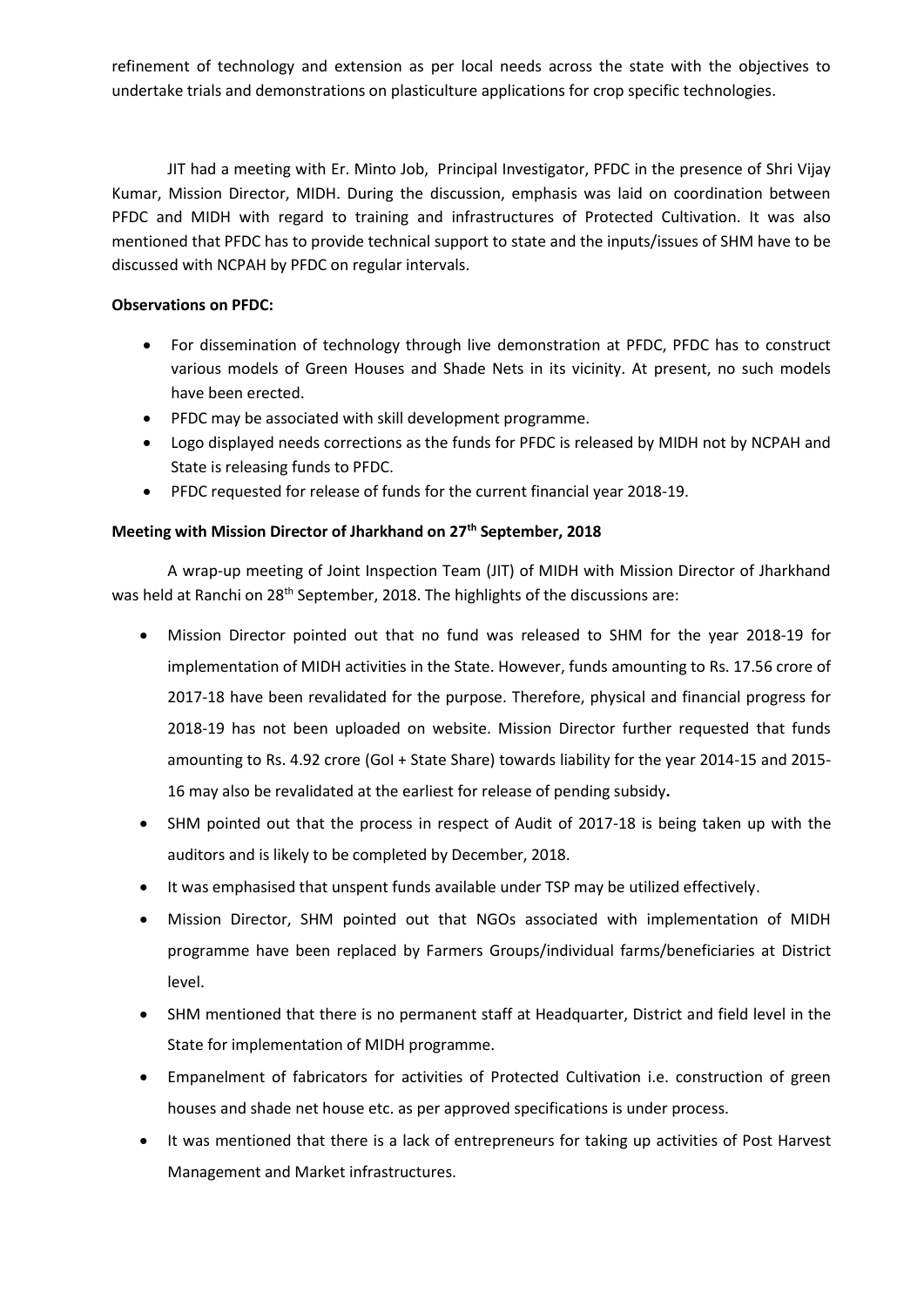refinement of technology and extension as per local needs across the state with the objectives to undertake trials and demonstrations on plasticulture applications for crop specific technologies.

JIT had a meeting with Er. Minto Job, Principal Investigator, PFDC in the presence of Shri Vijay Kumar, Mission Director, MIDH. During the discussion, emphasis was laid on coordination between PFDC and MIDH with regard to training and infrastructures of Protected Cultivation. It was also mentioned that PFDC has to provide technical support to state and the inputs/issues of SHM have to be discussed with NCPAH by PFDC on regular intervals.

**Observations on PFDC:**

- For dissemination of technology through live demonstration at PFDC, PFDC has to construct various models of Green Houses and Shade Nets in its vicinity. At present, no such models have been erected.
- PFDC may be associated with skill development programme.
- Logo displayed needs corrections as the funds for PFDC is released by MIDH not by NCPAH and State is releasing funds to PFDC.
- PFDC requested for release of funds for the current financial year 2018-19.

**Meeting with Mission Director of Jharkhand on 27th September, 2018**

A wrap-up meeting of Joint Inspection Team (JIT) of MIDH with Mission Director of Jharkhand was held at Ranchi on 28th September, 2018. The highlights of the discussions are:

- Mission Director pointed out that no fund was released to SHM for the year 2018-19 for implementation of MIDH activities in the State. However, funds amounting to Rs. 17.56 crore of 2017-18 have been revalidated for the purpose. Therefore, physical and financial progress for 2018-19 has not been uploaded on website. Mission Director further requested that funds amounting to Rs. 4.92 crore (GoI + State Share) towards liability for the year 2014-15 and 2015-16 may also be revalidated at the earliest for release of pending subsidy**.**
- SHM pointed out that the process in respect of Audit of 2017-18 is being taken up with the auditors and is likely to be completed by December, 2018.
- It was emphasised that unspent funds available under TSP may be utilized effectively.
- Mission Director, SHM pointed out that NGOs associated with implementation of MIDH programme have been replaced by Farmers Groups/individual farms/beneficiaries at District level.
- SHM mentioned that there is no permanent staff at Headquarter, District and field level in the State for implementation of MIDH programme.
- Empanelment of fabricators for activities of Protected Cultivation i.e. construction of green houses and shade net house etc. as per approved specifications is under process.
- It was mentioned that there is a lack of entrepreneurs for taking up activities of Post Harvest Management and Market infrastructures.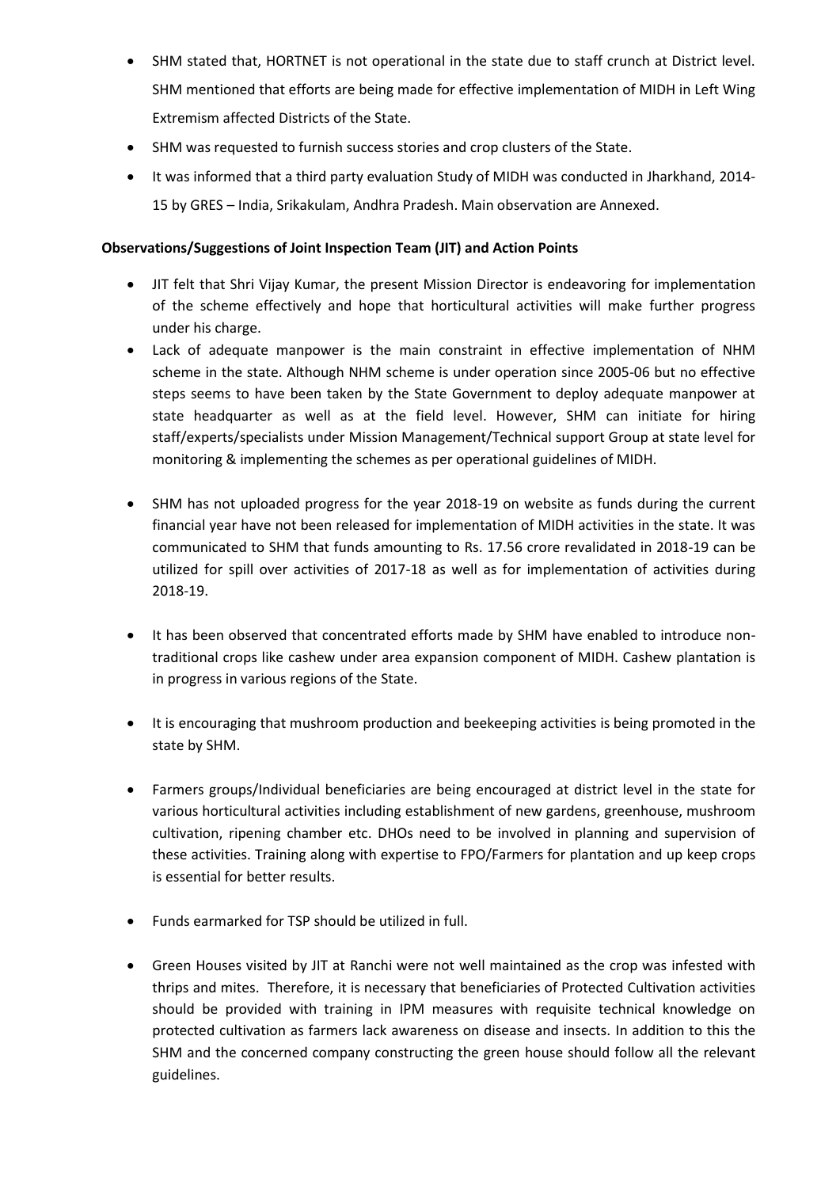- SHM stated that, HORTNET is not operational in the state due to staff crunch at District level. SHM mentioned that efforts are being made for effective implementation of MIDH in Left Wing Extremism affected Districts of the State.
- SHM was requested to furnish success stories and crop clusters of the State.
- It was informed that a third party evaluation Study of MIDH was conducted in Jharkhand, 2014-15 by GRES – India, Srikakulam, Andhra Pradesh. Main observation are Annexed.

**Observations/Suggestions of Joint Inspection Team (JIT) and Action Points**

- JIT felt that Shri Vijay Kumar, the present Mission Director is endeavoring for implementation of the scheme effectively and hope that horticultural activities will make further progress under his charge.
- Lack of adequate manpower is the main constraint in effective implementation of NHM scheme in the state. Although NHM scheme is under operation since 2005-06 but no effective steps seems to have been taken by the State Government to deploy adequate manpower at state headquarter as well as at the field level. However, SHM can initiate for hiring staff/experts/specialists under Mission Management/Technical support Group at state level for monitoring & implementing the schemes as per operational guidelines of MIDH.
- SHM has not uploaded progress for the year 2018-19 on website as funds during the current financial year have not been released for implementation of MIDH activities in the state. It was communicated to SHM that funds amounting to Rs. 17.56 crore revalidated in 2018-19 can be utilized for spill over activities of 2017-18 as well as for implementation of activities during 2018-19.
- It has been observed that concentrated efforts made by SHM have enabled to introduce non-traditional crops like cashew under area expansion component of MIDH. Cashew plantation is in progress in various regions of the State.
- It is encouraging that mushroom production and beekeeping activities is being promoted in the state by SHM.
- Farmers groups/Individual beneficiaries are being encouraged at district level in the state for various horticultural activities including establishment of new gardens, greenhouse, mushroom cultivation, ripening chamber etc. DHOs need to be involved in planning and supervision of these activities. Training along with expertise to FPO/Farmers for plantation and up keep crops is essential for better results.
- Funds earmarked for TSP should be utilized in full.
- Green Houses visited by JIT at Ranchi were not well maintained as the crop was infested with thrips and mites. Therefore, it is necessary that beneficiaries of Protected Cultivation activities should be provided with training in IPM measures with requisite technical knowledge on protected cultivation as farmers lack awareness on disease and insects. In addition to this the SHM and the concerned company constructing the green house should follow all the relevant guidelines.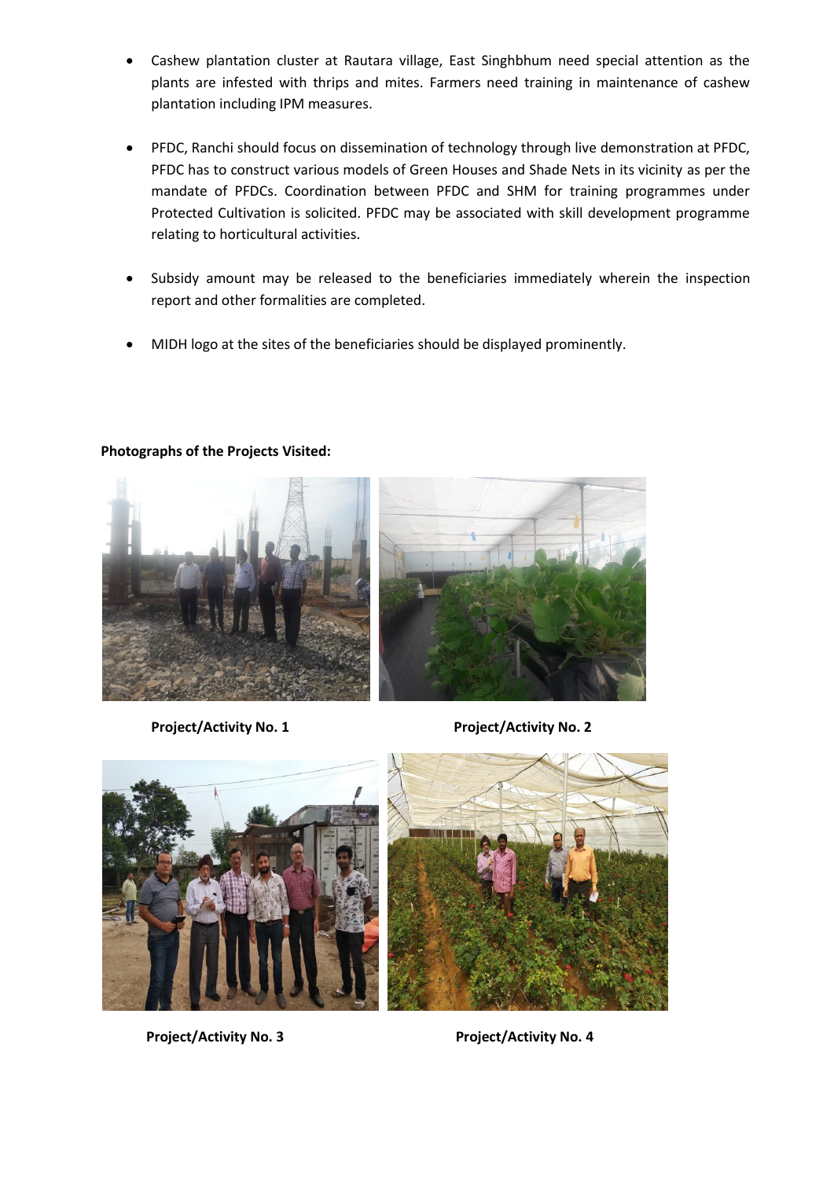- Cashew plantation cluster at Rautara village, East Singhbhum need special attention as the plants are infested with thrips and mites. Farmers need training in maintenance of cashew plantation including IPM measures.

- PFDC, Ranchi should focus on dissemination of technology through live demonstration at PFDC, PFDC has to construct various models of Green Houses and Shade Nets in its vicinity as per the mandate of PFDCs. Coordination between PFDC and SHM for training programmes under Protected Cultivation is solicited. PFDC may be associated with skill development programme relating to horticultural activities.

- Subsidy amount may be released to the beneficiaries immediately wherein the inspection report and other formalities are completed.

- MIDH logo at the sites of the beneficiaries should be displayed prominently.

**Photographs of the Projects Visited:**

**Project/Activity No. 1**

**Project/Activity No. 2**

**Project/Activity No. 3**

**Project/Activity No. 4**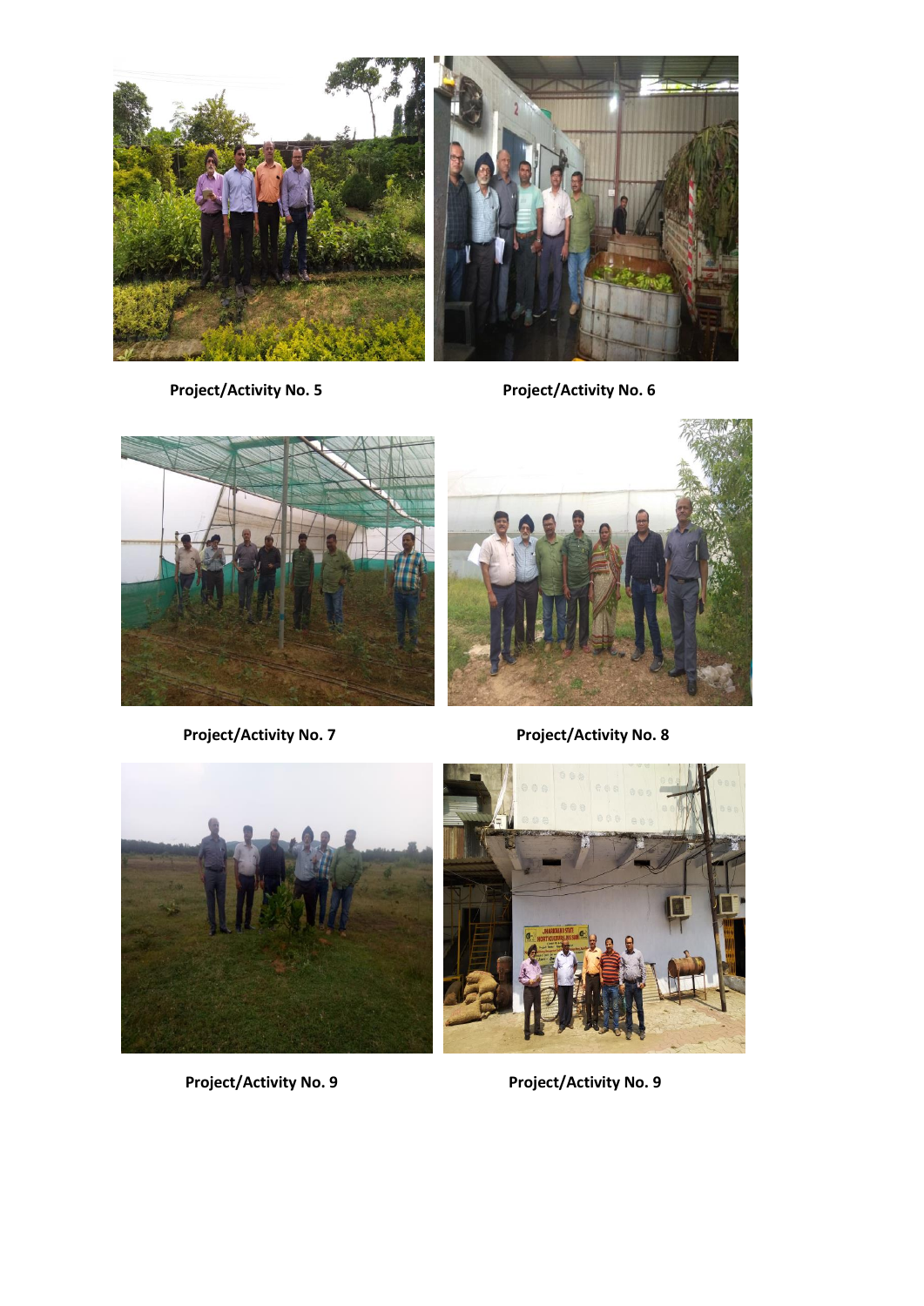**Project/Activity No. 5**

**Project/Activity No. 6**

**Project/Activity No. 7**

**Project/Activity No. 8**

**Project/Activity No. 9**

**Project/Activity No. 9**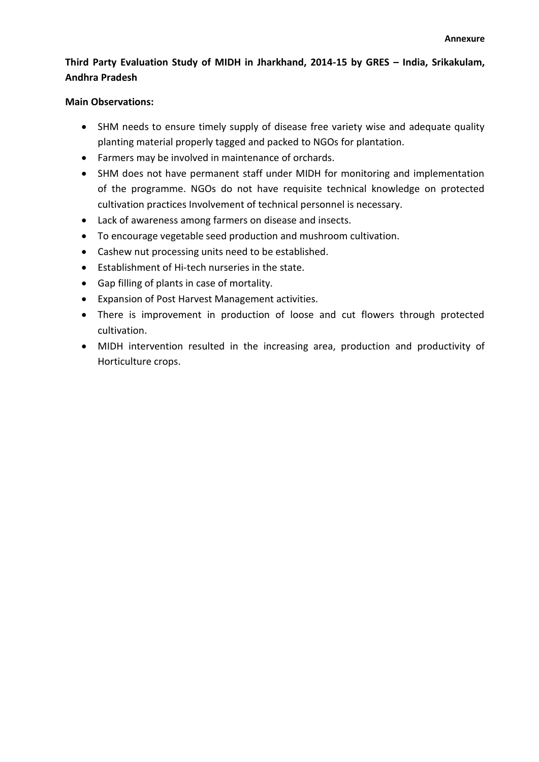**Annexure**

**Third Party Evaluation Study of MIDH in Jharkhand, 2014-15 by GRES – India, Srikakulam, Andhra Pradesh**

**Main Observations:**

- SHM needs to ensure timely supply of disease free variety wise and adequate quality planting material properly tagged and packed to NGOs for plantation.
- Farmers may be involved in maintenance of orchards.
- SHM does not have permanent staff under MIDH for monitoring and implementation of the programme. NGOs do not have requisite technical knowledge on protected cultivation practices Involvement of technical personnel is necessary.
- Lack of awareness among farmers on disease and insects.
- To encourage vegetable seed production and mushroom cultivation.
- Cashew nut processing units need to be established.
- Establishment of Hi-tech nurseries in the state.
- Gap filling of plants in case of mortality.
- Expansion of Post Harvest Management activities.
- There is improvement in production of loose and cut flowers through protected cultivation.
- MIDH intervention resulted in the increasing area, production and productivity of Horticulture crops.